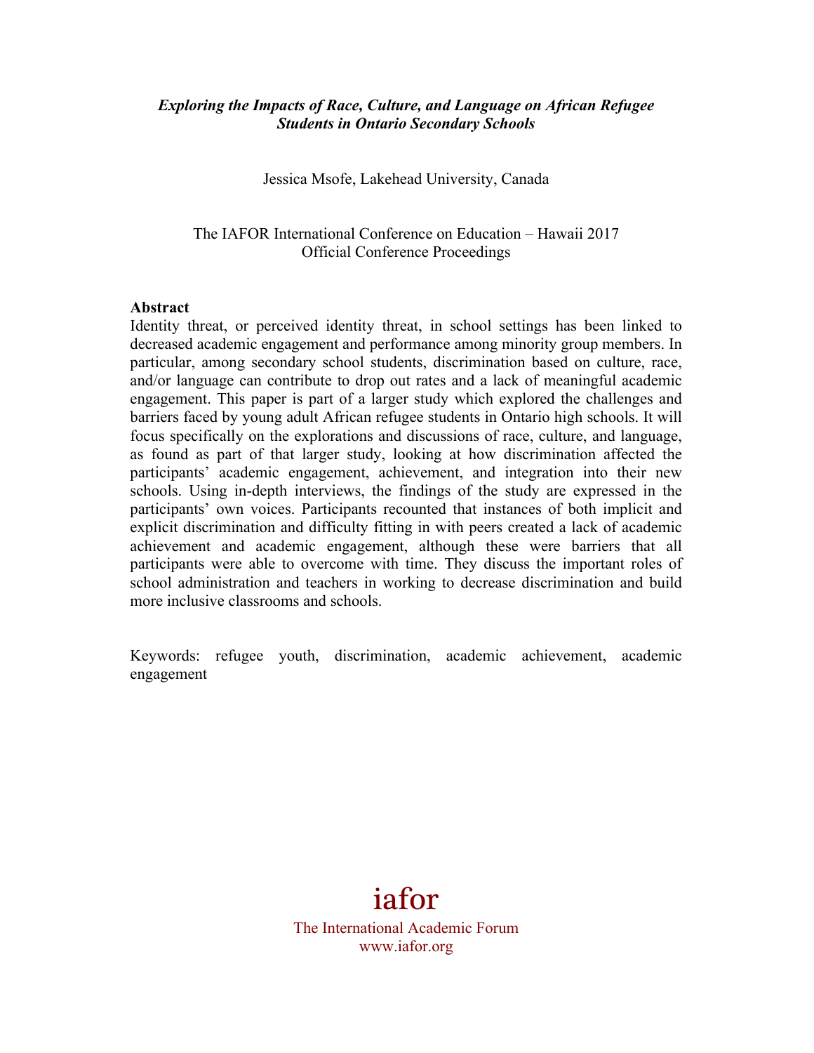# *Exploring the Impacts of Race, Culture, and Language on African Refugee Students in Ontario Secondary Schools*

Jessica Msofe, Lakehead University, Canada

The IAFOR International Conference on Education – Hawaii 2017
Official Conference Proceedings

**Abstract**

Identity threat, or perceived identity threat, in school settings has been linked to decreased academic engagement and performance among minority group members. In particular, among secondary school students, discrimination based on culture, race, and/or language can contribute to drop out rates and a lack of meaningful academic engagement. This paper is part of a larger study which explored the challenges and barriers faced by young adult African refugee students in Ontario high schools. It will focus specifically on the explorations and discussions of race, culture, and language, as found as part of that larger study, looking at how discrimination affected the participants' academic engagement, achievement, and integration into their new schools. Using in-depth interviews, the findings of the study are expressed in the participants' own voices. Participants recounted that instances of both implicit and explicit discrimination and difficulty fitting in with peers created a lack of academic achievement and academic engagement, although these were barriers that all participants were able to overcome with time. They discuss the important roles of school administration and teachers in working to decrease discrimination and build more inclusive classrooms and schools.

Keywords: refugee youth, discrimination, academic achievement, academic engagement

iafor
The International Academic Forum
www.iafor.org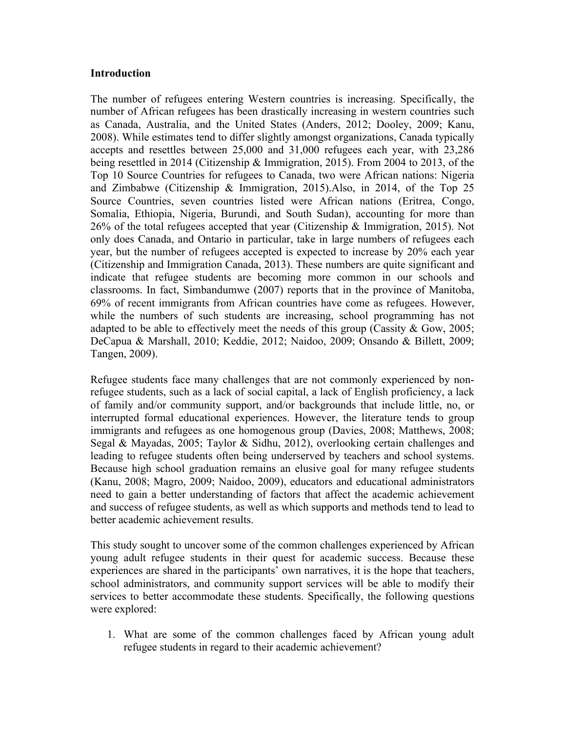## Introduction

The number of refugees entering Western countries is increasing. Specifically, the number of African refugees has been drastically increasing in western countries such as Canada, Australia, and the United States (Anders, 2012; Dooley, 2009; Kanu, 2008). While estimates tend to differ slightly amongst organizations, Canada typically accepts and resettles between 25,000 and 31,000 refugees each year, with 23,286 being resettled in 2014 (Citizenship & Immigration, 2015). From 2004 to 2013, of the Top 10 Source Countries for refugees to Canada, two were African nations: Nigeria and Zimbabwe (Citizenship & Immigration, 2015).Also, in 2014, of the Top 25 Source Countries, seven countries listed were African nations (Eritrea, Congo, Somalia, Ethiopia, Nigeria, Burundi, and South Sudan), accounting for more than 26% of the total refugees accepted that year (Citizenship & Immigration, 2015). Not only does Canada, and Ontario in particular, take in large numbers of refugees each year, but the number of refugees accepted is expected to increase by 20% each year (Citizenship and Immigration Canada, 2013). These numbers are quite significant and indicate that refugee students are becoming more common in our schools and classrooms. In fact, Simbandumwe (2007) reports that in the province of Manitoba, 69% of recent immigrants from African countries have come as refugees. However, while the numbers of such students are increasing, school programming has not adapted to be able to effectively meet the needs of this group (Cassity & Gow, 2005; DeCapua & Marshall, 2010; Keddie, 2012; Naidoo, 2009; Onsando & Billett, 2009; Tangen, 2009).

Refugee students face many challenges that are not commonly experienced by non-refugee students, such as a lack of social capital, a lack of English proficiency, a lack of family and/or community support, and/or backgrounds that include little, no, or interrupted formal educational experiences. However, the literature tends to group immigrants and refugees as one homogenous group (Davies, 2008; Matthews, 2008; Segal & Mayadas, 2005; Taylor & Sidhu, 2012), overlooking certain challenges and leading to refugee students often being underserved by teachers and school systems. Because high school graduation remains an elusive goal for many refugee students (Kanu, 2008; Magro, 2009; Naidoo, 2009), educators and educational administrators need to gain a better understanding of factors that affect the academic achievement and success of refugee students, as well as which supports and methods tend to lead to better academic achievement results.

This study sought to uncover some of the common challenges experienced by African young adult refugee students in their quest for academic success. Because these experiences are shared in the participants' own narratives, it is the hope that teachers, school administrators, and community support services will be able to modify their services to better accommodate these students. Specifically, the following questions were explored:

1. What are some of the common challenges faced by African young adult refugee students in regard to their academic achievement?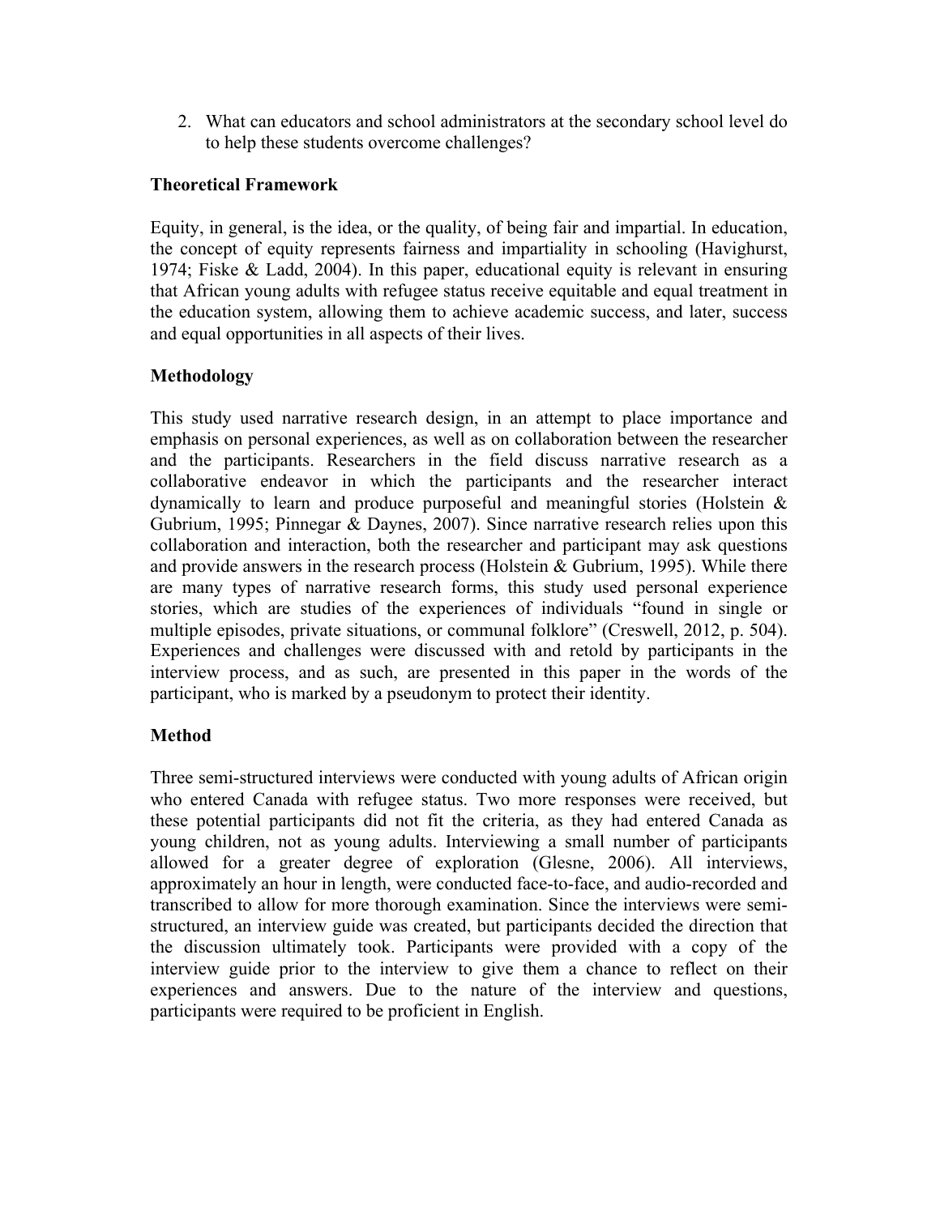2. What can educators and school administrators at the secondary school level do to help these students overcome challenges?

## Theoretical Framework

Equity, in general, is the idea, or the quality, of being fair and impartial. In education, the concept of equity represents fairness and impartiality in schooling (Havighurst, 1974; Fiske & Ladd, 2004). In this paper, educational equity is relevant in ensuring that African young adults with refugee status receive equitable and equal treatment in the education system, allowing them to achieve academic success, and later, success and equal opportunities in all aspects of their lives.

## Methodology

This study used narrative research design, in an attempt to place importance and emphasis on personal experiences, as well as on collaboration between the researcher and the participants. Researchers in the field discuss narrative research as a collaborative endeavor in which the participants and the researcher interact dynamically to learn and produce purposeful and meaningful stories (Holstein & Gubrium, 1995; Pinnegar & Daynes, 2007). Since narrative research relies upon this collaboration and interaction, both the researcher and participant may ask questions and provide answers in the research process (Holstein & Gubrium, 1995). While there are many types of narrative research forms, this study used personal experience stories, which are studies of the experiences of individuals "found in single or multiple episodes, private situations, or communal folklore" (Creswell, 2012, p. 504). Experiences and challenges were discussed with and retold by participants in the interview process, and as such, are presented in this paper in the words of the participant, who is marked by a pseudonym to protect their identity.

## Method

Three semi-structured interviews were conducted with young adults of African origin who entered Canada with refugee status. Two more responses were received, but these potential participants did not fit the criteria, as they had entered Canada as young children, not as young adults. Interviewing a small number of participants allowed for a greater degree of exploration (Glesne, 2006). All interviews, approximately an hour in length, were conducted face-to-face, and audio-recorded and transcribed to allow for more thorough examination. Since the interviews were semi-structured, an interview guide was created, but participants decided the direction that the discussion ultimately took. Participants were provided with a copy of the interview guide prior to the interview to give them a chance to reflect on their experiences and answers. Due to the nature of the interview and questions, participants were required to be proficient in English.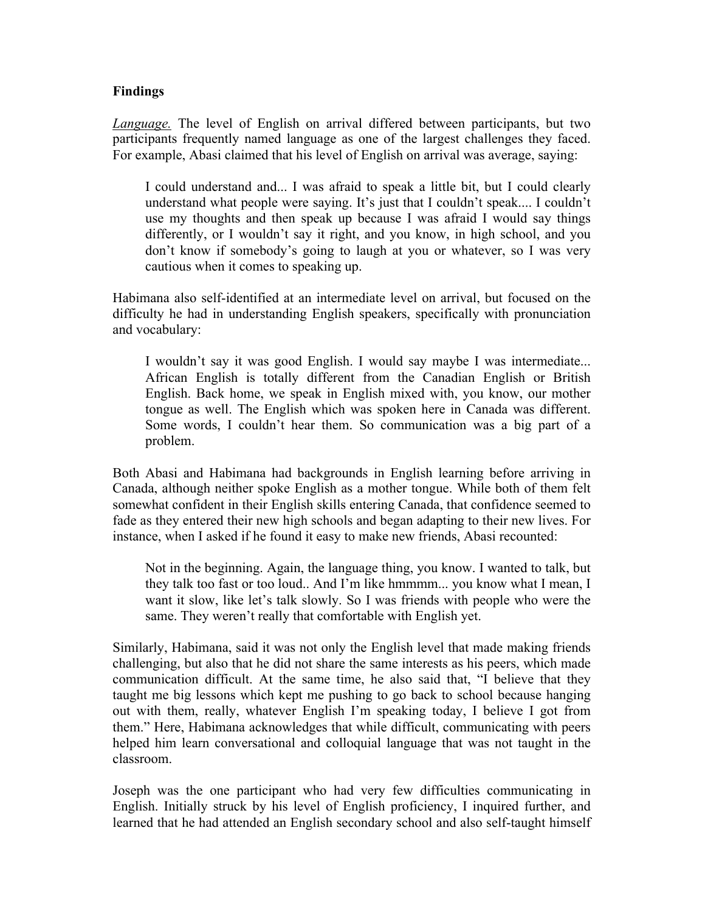**Findings**

*Language.* The level of English on arrival differed between participants, but two participants frequently named language as one of the largest challenges they faced. For example, Abasi claimed that his level of English on arrival was average, saying:

> I could understand and... I was afraid to speak a little bit, but I could clearly understand what people were saying. It's just that I couldn't speak.... I couldn't use my thoughts and then speak up because I was afraid I would say things differently, or I wouldn't say it right, and you know, in high school, and you don't know if somebody's going to laugh at you or whatever, so I was very cautious when it comes to speaking up.

Habimana also self-identified at an intermediate level on arrival, but focused on the difficulty he had in understanding English speakers, specifically with pronunciation and vocabulary:

> I wouldn't say it was good English. I would say maybe I was intermediate... African English is totally different from the Canadian English or British English. Back home, we speak in English mixed with, you know, our mother tongue as well. The English which was spoken here in Canada was different. Some words, I couldn't hear them. So communication was a big part of a problem.

Both Abasi and Habimana had backgrounds in English learning before arriving in Canada, although neither spoke English as a mother tongue. While both of them felt somewhat confident in their English skills entering Canada, that confidence seemed to fade as they entered their new high schools and began adapting to their new lives. For instance, when I asked if he found it easy to make new friends, Abasi recounted:

> Not in the beginning. Again, the language thing, you know. I wanted to talk, but they talk too fast or too loud.. And I'm like hmmmm... you know what I mean, I want it slow, like let's talk slowly. So I was friends with people who were the same. They weren't really that comfortable with English yet.

Similarly, Habimana, said it was not only the English level that made making friends challenging, but also that he did not share the same interests as his peers, which made communication difficult. At the same time, he also said that, "I believe that they taught me big lessons which kept me pushing to go back to school because hanging out with them, really, whatever English I'm speaking today, I believe I got from them." Here, Habimana acknowledges that while difficult, communicating with peers helped him learn conversational and colloquial language that was not taught in the classroom.

Joseph was the one participant who had very few difficulties communicating in English. Initially struck by his level of English proficiency, I inquired further, and learned that he had attended an English secondary school and also self-taught himself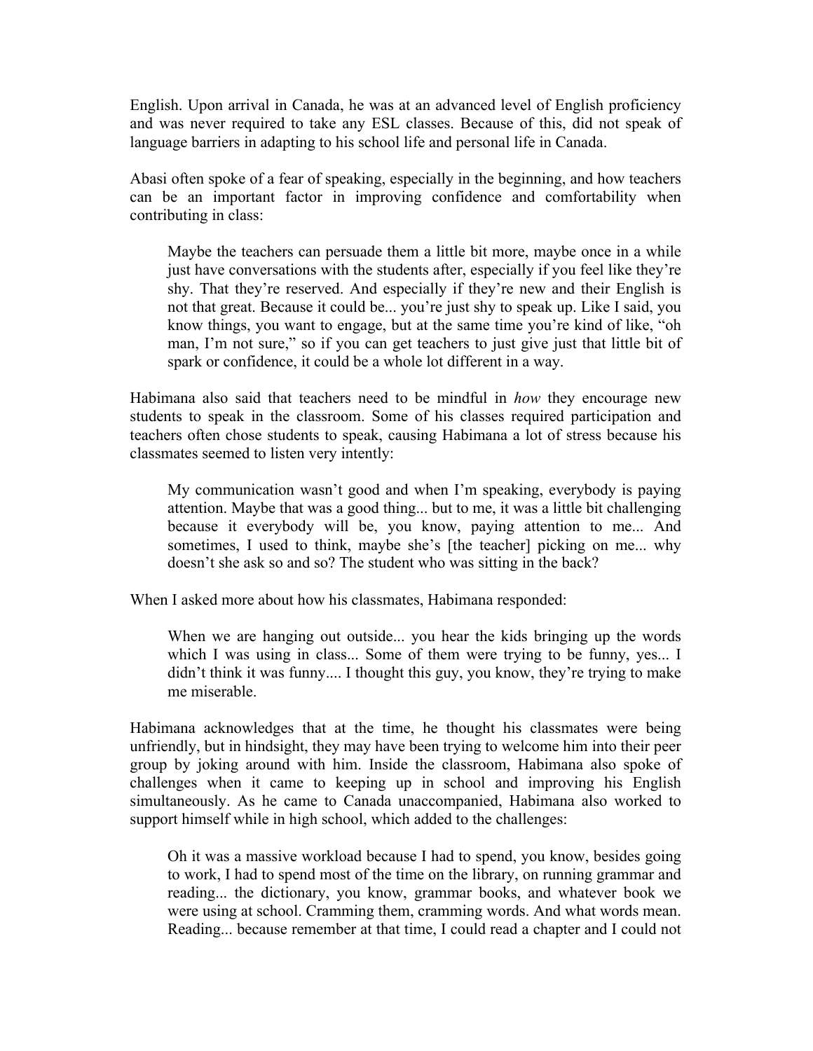English. Upon arrival in Canada, he was at an advanced level of English proficiency and was never required to take any ESL classes. Because of this, did not speak of language barriers in adapting to his school life and personal life in Canada.

Abasi often spoke of a fear of speaking, especially in the beginning, and how teachers can be an important factor in improving confidence and comfortability when contributing in class:

> Maybe the teachers can persuade them a little bit more, maybe once in a while just have conversations with the students after, especially if you feel like they're shy. That they're reserved. And especially if they're new and their English is not that great. Because it could be... you're just shy to speak up. Like I said, you know things, you want to engage, but at the same time you're kind of like, "oh man, I'm not sure," so if you can get teachers to just give just that little bit of spark or confidence, it could be a whole lot different in a way.

Habimana also said that teachers need to be mindful in *how* they encourage new students to speak in the classroom. Some of his classes required participation and teachers often chose students to speak, causing Habimana a lot of stress because his classmates seemed to listen very intently:

> My communication wasn't good and when I'm speaking, everybody is paying attention. Maybe that was a good thing... but to me, it was a little bit challenging because it everybody will be, you know, paying attention to me... And sometimes, I used to think, maybe she's [the teacher] picking on me... why doesn't she ask so and so? The student who was sitting in the back?

When I asked more about how his classmates, Habimana responded:

> When we are hanging out outside... you hear the kids bringing up the words which I was using in class... Some of them were trying to be funny, yes... I didn't think it was funny.... I thought this guy, you know, they're trying to make me miserable.

Habimana acknowledges that at the time, he thought his classmates were being unfriendly, but in hindsight, they may have been trying to welcome him into their peer group by joking around with him. Inside the classroom, Habimana also spoke of challenges when it came to keeping up in school and improving his English simultaneously. As he came to Canada unaccompanied, Habimana also worked to support himself while in high school, which added to the challenges:

> Oh it was a massive workload because I had to spend, you know, besides going to work, I had to spend most of the time on the library, on running grammar and reading... the dictionary, you know, grammar books, and whatever book we were using at school. Cramming them, cramming words. And what words mean. Reading... because remember at that time, I could read a chapter and I could not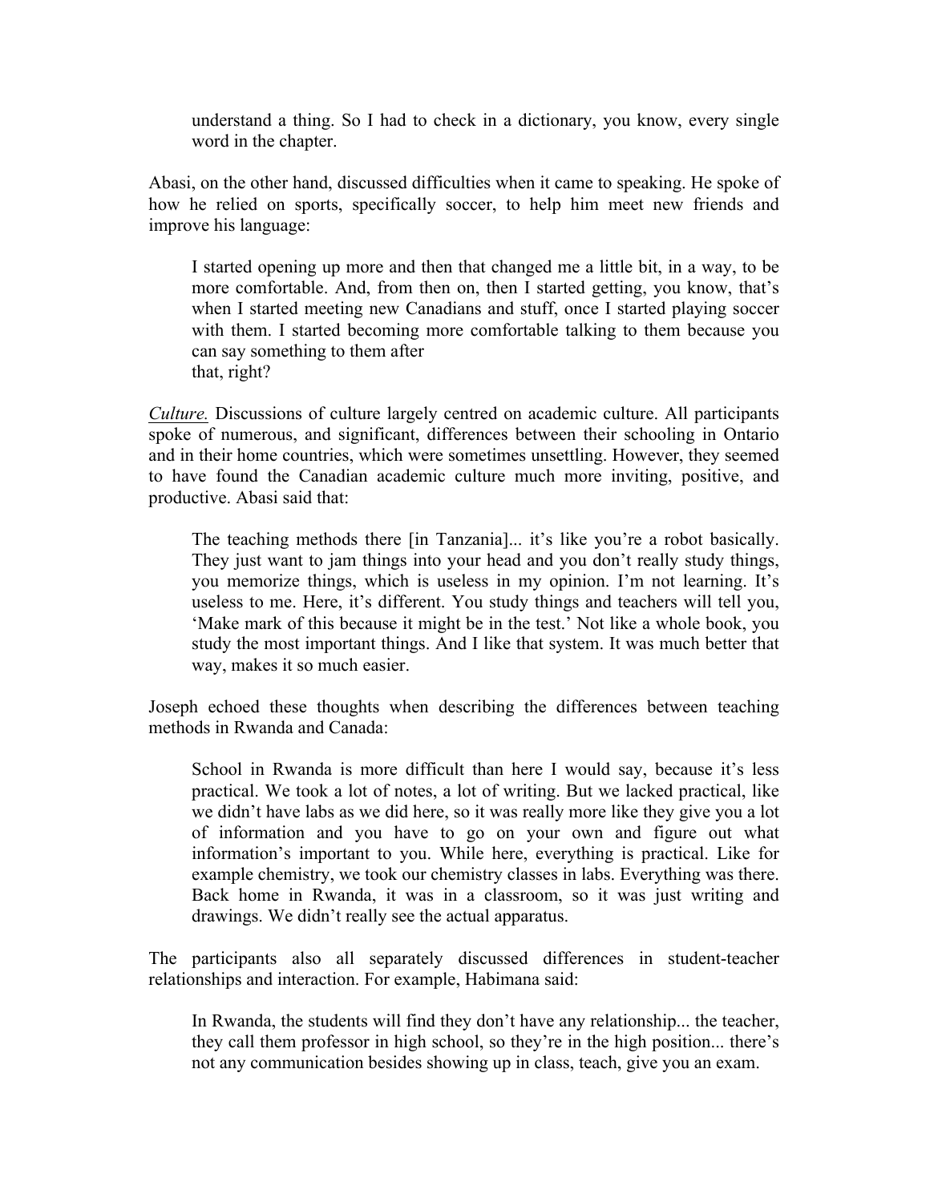> understand a thing. So I had to check in a dictionary, you know, every single word in the chapter.

Abasi, on the other hand, discussed difficulties when it came to speaking. He spoke of how he relied on sports, specifically soccer, to help him meet new friends and improve his language:

> I started opening up more and then that changed me a little bit, in a way, to be more comfortable. And, from then on, then I started getting, you know, that's when I started meeting new Canadians and stuff, once I started playing soccer with them. I started becoming more comfortable talking to them because you can say something to them after that, right?

*Culture.* Discussions of culture largely centred on academic culture. All participants spoke of numerous, and significant, differences between their schooling in Ontario and in their home countries, which were sometimes unsettling. However, they seemed to have found the Canadian academic culture much more inviting, positive, and productive. Abasi said that:

> The teaching methods there [in Tanzania]... it's like you're a robot basically. They just want to jam things into your head and you don't really study things, you memorize things, which is useless in my opinion. I'm not learning. It's useless to me. Here, it's different. You study things and teachers will tell you, 'Make mark of this because it might be in the test.' Not like a whole book, you study the most important things. And I like that system. It was much better that way, makes it so much easier.

Joseph echoed these thoughts when describing the differences between teaching methods in Rwanda and Canada:

> School in Rwanda is more difficult than here I would say, because it's less practical. We took a lot of notes, a lot of writing. But we lacked practical, like we didn't have labs as we did here, so it was really more like they give you a lot of information and you have to go on your own and figure out what information's important to you. While here, everything is practical. Like for example chemistry, we took our chemistry classes in labs. Everything was there. Back home in Rwanda, it was in a classroom, so it was just writing and drawings. We didn't really see the actual apparatus.

The participants also all separately discussed differences in student-teacher relationships and interaction. For example, Habimana said:

> In Rwanda, the students will find they don't have any relationship... the teacher, they call them professor in high school, so they're in the high position... there's not any communication besides showing up in class, teach, give you an exam.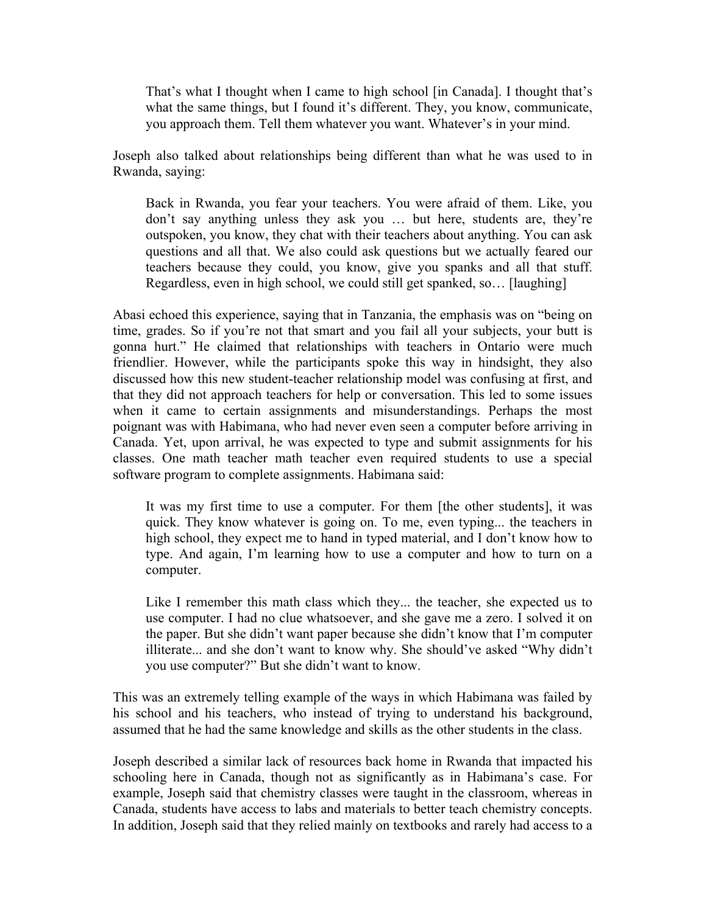> That's what I thought when I came to high school [in Canada]. I thought that's what the same things, but I found it's different. They, you know, communicate, you approach them. Tell them whatever you want. Whatever's in your mind.

Joseph also talked about relationships being different than what he was used to in Rwanda, saying:

> Back in Rwanda, you fear your teachers. You were afraid of them. Like, you don't say anything unless they ask you … but here, students are, they're outspoken, you know, they chat with their teachers about anything. You can ask questions and all that. We also could ask questions but we actually feared our teachers because they could, you know, give you spanks and all that stuff. Regardless, even in high school, we could still get spanked, so… [laughing]

Abasi echoed this experience, saying that in Tanzania, the emphasis was on "being on time, grades. So if you're not that smart and you fail all your subjects, your butt is gonna hurt." He claimed that relationships with teachers in Ontario were much friendlier. However, while the participants spoke this way in hindsight, they also discussed how this new student-teacher relationship model was confusing at first, and that they did not approach teachers for help or conversation. This led to some issues when it came to certain assignments and misunderstandings. Perhaps the most poignant was with Habimana, who had never even seen a computer before arriving in Canada. Yet, upon arrival, he was expected to type and submit assignments for his classes. One math teacher math teacher even required students to use a special software program to complete assignments. Habimana said:

> It was my first time to use a computer. For them [the other students], it was quick. They know whatever is going on. To me, even typing... the teachers in high school, they expect me to hand in typed material, and I don't know how to type. And again, I'm learning how to use a computer and how to turn on a computer.
>
> Like I remember this math class which they... the teacher, she expected us to use computer. I had no clue whatsoever, and she gave me a zero. I solved it on the paper. But she didn't want paper because she didn't know that I'm computer illiterate... and she don't want to know why. She should've asked "Why didn't you use computer?" But she didn't want to know.

This was an extremely telling example of the ways in which Habimana was failed by his school and his teachers, who instead of trying to understand his background, assumed that he had the same knowledge and skills as the other students in the class.

Joseph described a similar lack of resources back home in Rwanda that impacted his schooling here in Canada, though not as significantly as in Habimana's case. For example, Joseph said that chemistry classes were taught in the classroom, whereas in Canada, students have access to labs and materials to better teach chemistry concepts. In addition, Joseph said that they relied mainly on textbooks and rarely had access to a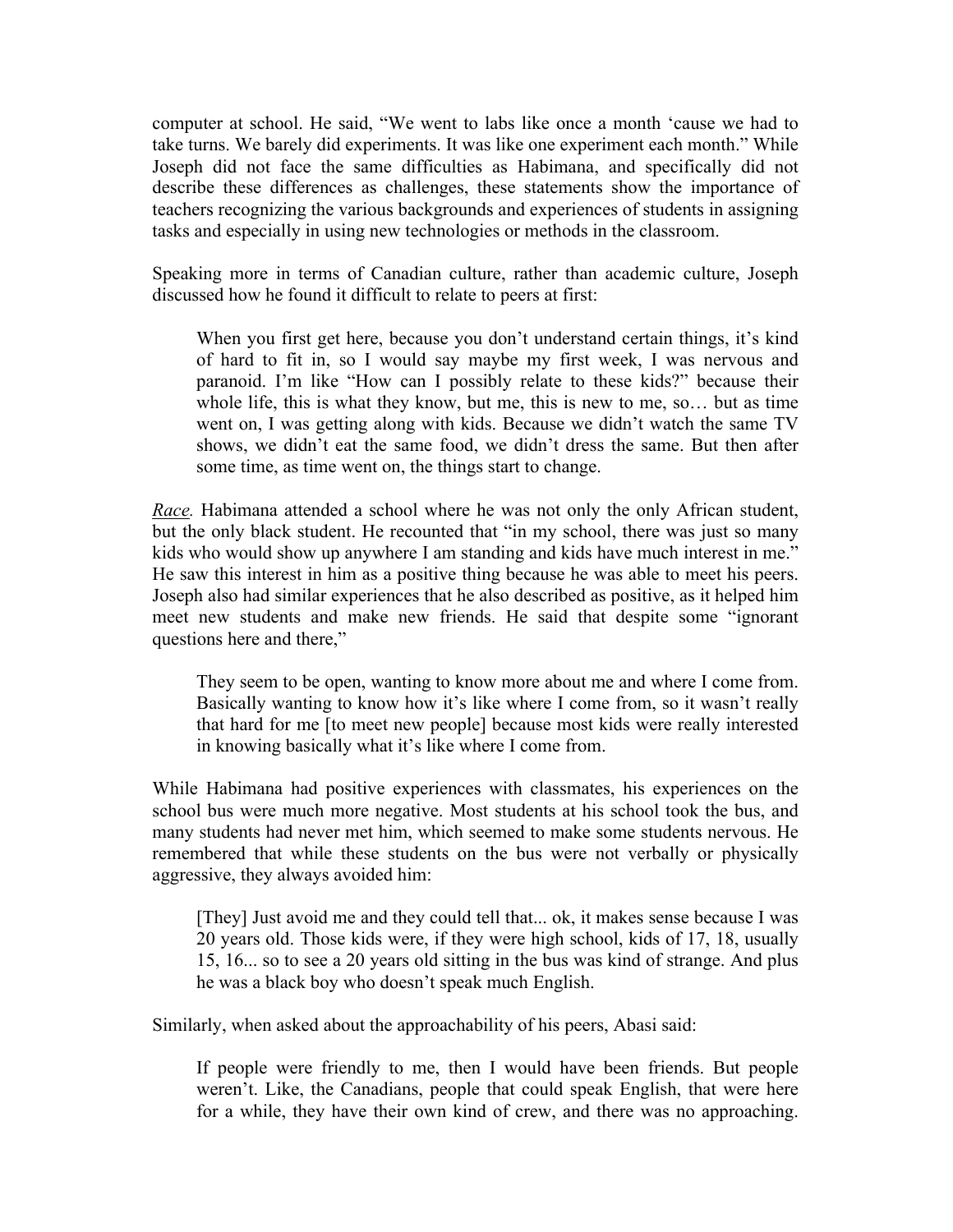computer at school. He said, "We went to labs like once a month 'cause we had to take turns. We barely did experiments. It was like one experiment each month." While Joseph did not face the same difficulties as Habimana, and specifically did not describe these differences as challenges, these statements show the importance of teachers recognizing the various backgrounds and experiences of students in assigning tasks and especially in using new technologies or methods in the classroom.

Speaking more in terms of Canadian culture, rather than academic culture, Joseph discussed how he found it difficult to relate to peers at first:

> When you first get here, because you don't understand certain things, it's kind of hard to fit in, so I would say maybe my first week, I was nervous and paranoid. I'm like "How can I possibly relate to these kids?" because their whole life, this is what they know, but me, this is new to me, so… but as time went on, I was getting along with kids. Because we didn't watch the same TV shows, we didn't eat the same food, we didn't dress the same. But then after some time, as time went on, the things start to change.

*Race.* Habimana attended a school where he was not only the only African student, but the only black student. He recounted that "in my school, there was just so many kids who would show up anywhere I am standing and kids have much interest in me." He saw this interest in him as a positive thing because he was able to meet his peers. Joseph also had similar experiences that he also described as positive, as it helped him meet new students and make new friends. He said that despite some "ignorant questions here and there,"

> They seem to be open, wanting to know more about me and where I come from. Basically wanting to know how it's like where I come from, so it wasn't really that hard for me [to meet new people] because most kids were really interested in knowing basically what it's like where I come from.

While Habimana had positive experiences with classmates, his experiences on the school bus were much more negative. Most students at his school took the bus, and many students had never met him, which seemed to make some students nervous. He remembered that while these students on the bus were not verbally or physically aggressive, they always avoided him:

> [They] Just avoid me and they could tell that... ok, it makes sense because I was 20 years old. Those kids were, if they were high school, kids of 17, 18, usually 15, 16... so to see a 20 years old sitting in the bus was kind of strange. And plus he was a black boy who doesn't speak much English.

Similarly, when asked about the approachability of his peers, Abasi said:

> If people were friendly to me, then I would have been friends. But people weren't. Like, the Canadians, people that could speak English, that were here for a while, they have their own kind of crew, and there was no approaching.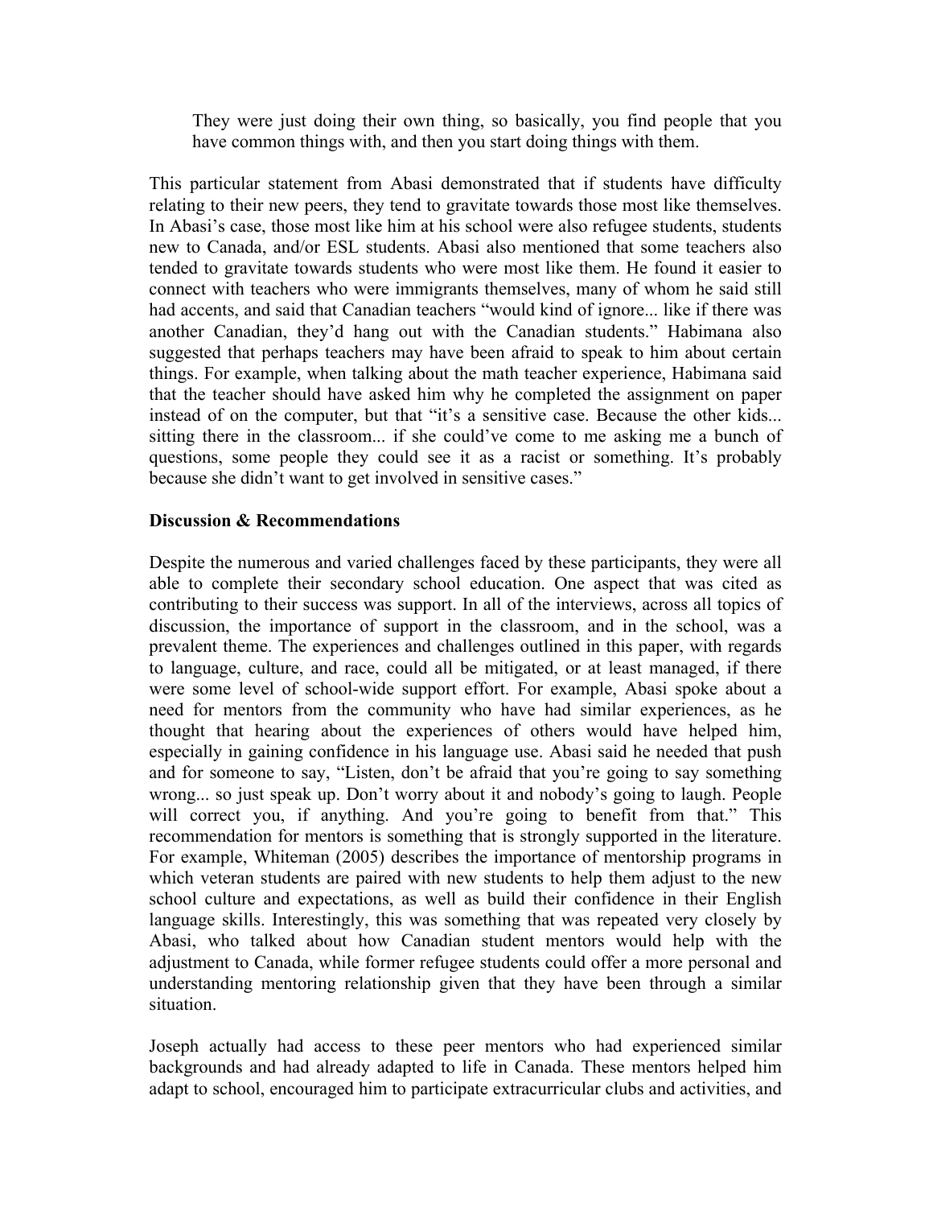> They were just doing their own thing, so basically, you find people that you have common things with, and then you start doing things with them.

This particular statement from Abasi demonstrated that if students have difficulty relating to their new peers, they tend to gravitate towards those most like themselves. In Abasi's case, those most like him at his school were also refugee students, students new to Canada, and/or ESL students. Abasi also mentioned that some teachers also tended to gravitate towards students who were most like them. He found it easier to connect with teachers who were immigrants themselves, many of whom he said still had accents, and said that Canadian teachers "would kind of ignore... like if there was another Canadian, they'd hang out with the Canadian students." Habimana also suggested that perhaps teachers may have been afraid to speak to him about certain things. For example, when talking about the math teacher experience, Habimana said that the teacher should have asked him why he completed the assignment on paper instead of on the computer, but that "it's a sensitive case. Because the other kids... sitting there in the classroom... if she could've come to me asking me a bunch of questions, some people they could see it as a racist or something. It's probably because she didn't want to get involved in sensitive cases."

**Discussion & Recommendations**

Despite the numerous and varied challenges faced by these participants, they were all able to complete their secondary school education. One aspect that was cited as contributing to their success was support. In all of the interviews, across all topics of discussion, the importance of support in the classroom, and in the school, was a prevalent theme. The experiences and challenges outlined in this paper, with regards to language, culture, and race, could all be mitigated, or at least managed, if there were some level of school-wide support effort. For example, Abasi spoke about a need for mentors from the community who have had similar experiences, as he thought that hearing about the experiences of others would have helped him, especially in gaining confidence in his language use. Abasi said he needed that push and for someone to say, "Listen, don't be afraid that you're going to say something wrong... so just speak up. Don't worry about it and nobody's going to laugh. People will correct you, if anything. And you're going to benefit from that." This recommendation for mentors is something that is strongly supported in the literature. For example, Whiteman (2005) describes the importance of mentorship programs in which veteran students are paired with new students to help them adjust to the new school culture and expectations, as well as build their confidence in their English language skills. Interestingly, this was something that was repeated very closely by Abasi, who talked about how Canadian student mentors would help with the adjustment to Canada, while former refugee students could offer a more personal and understanding mentoring relationship given that they have been through a similar situation.

Joseph actually had access to these peer mentors who had experienced similar backgrounds and had already adapted to life in Canada. These mentors helped him adapt to school, encouraged him to participate extracurricular clubs and activities, and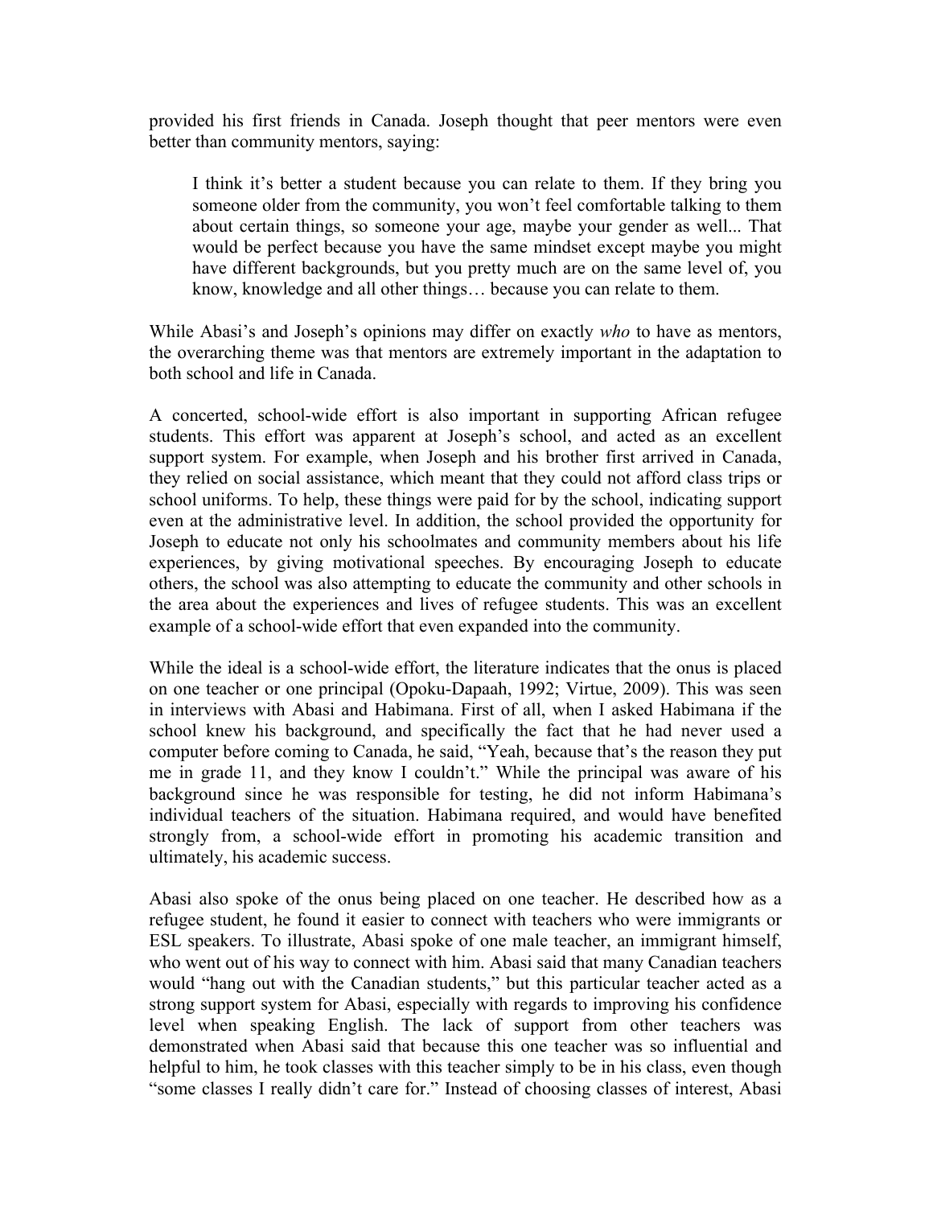provided his first friends in Canada. Joseph thought that peer mentors were even better than community mentors, saying:

> I think it's better a student because you can relate to them. If they bring you someone older from the community, you won't feel comfortable talking to them about certain things, so someone your age, maybe your gender as well... That would be perfect because you have the same mindset except maybe you might have different backgrounds, but you pretty much are on the same level of, you know, knowledge and all other things… because you can relate to them.

While Abasi's and Joseph's opinions may differ on exactly *who* to have as mentors, the overarching theme was that mentors are extremely important in the adaptation to both school and life in Canada.

A concerted, school-wide effort is also important in supporting African refugee students. This effort was apparent at Joseph's school, and acted as an excellent support system. For example, when Joseph and his brother first arrived in Canada, they relied on social assistance, which meant that they could not afford class trips or school uniforms. To help, these things were paid for by the school, indicating support even at the administrative level. In addition, the school provided the opportunity for Joseph to educate not only his schoolmates and community members about his life experiences, by giving motivational speeches. By encouraging Joseph to educate others, the school was also attempting to educate the community and other schools in the area about the experiences and lives of refugee students. This was an excellent example of a school-wide effort that even expanded into the community.

While the ideal is a school-wide effort, the literature indicates that the onus is placed on one teacher or one principal (Opoku-Dapaah, 1992; Virtue, 2009). This was seen in interviews with Abasi and Habimana. First of all, when I asked Habimana if the school knew his background, and specifically the fact that he had never used a computer before coming to Canada, he said, "Yeah, because that's the reason they put me in grade 11, and they know I couldn't." While the principal was aware of his background since he was responsible for testing, he did not inform Habimana's individual teachers of the situation. Habimana required, and would have benefited strongly from, a school-wide effort in promoting his academic transition and ultimately, his academic success.

Abasi also spoke of the onus being placed on one teacher. He described how as a refugee student, he found it easier to connect with teachers who were immigrants or ESL speakers. To illustrate, Abasi spoke of one male teacher, an immigrant himself, who went out of his way to connect with him. Abasi said that many Canadian teachers would "hang out with the Canadian students," but this particular teacher acted as a strong support system for Abasi, especially with regards to improving his confidence level when speaking English. The lack of support from other teachers was demonstrated when Abasi said that because this one teacher was so influential and helpful to him, he took classes with this teacher simply to be in his class, even though "some classes I really didn't care for." Instead of choosing classes of interest, Abasi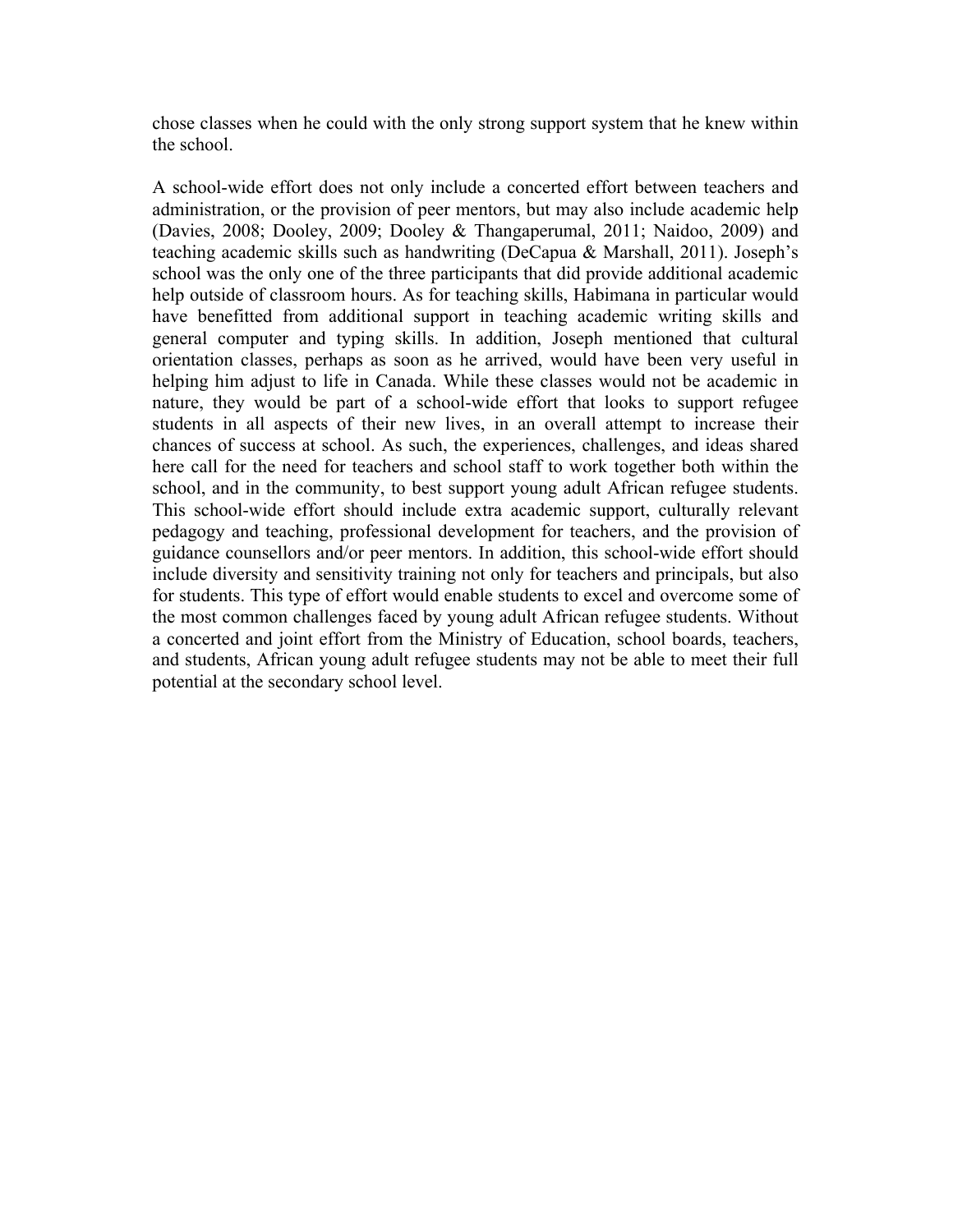chose classes when he could with the only strong support system that he knew within the school.

A school-wide effort does not only include a concerted effort between teachers and administration, or the provision of peer mentors, but may also include academic help (Davies, 2008; Dooley, 2009; Dooley & Thangaperumal, 2011; Naidoo, 2009) and teaching academic skills such as handwriting (DeCapua & Marshall, 2011). Joseph's school was the only one of the three participants that did provide additional academic help outside of classroom hours. As for teaching skills, Habimana in particular would have benefitted from additional support in teaching academic writing skills and general computer and typing skills. In addition, Joseph mentioned that cultural orientation classes, perhaps as soon as he arrived, would have been very useful in helping him adjust to life in Canada. While these classes would not be academic in nature, they would be part of a school-wide effort that looks to support refugee students in all aspects of their new lives, in an overall attempt to increase their chances of success at school. As such, the experiences, challenges, and ideas shared here call for the need for teachers and school staff to work together both within the school, and in the community, to best support young adult African refugee students. This school-wide effort should include extra academic support, culturally relevant pedagogy and teaching, professional development for teachers, and the provision of guidance counsellors and/or peer mentors. In addition, this school-wide effort should include diversity and sensitivity training not only for teachers and principals, but also for students. This type of effort would enable students to excel and overcome some of the most common challenges faced by young adult African refugee students. Without a concerted and joint effort from the Ministry of Education, school boards, teachers, and students, African young adult refugee students may not be able to meet their full potential at the secondary school level.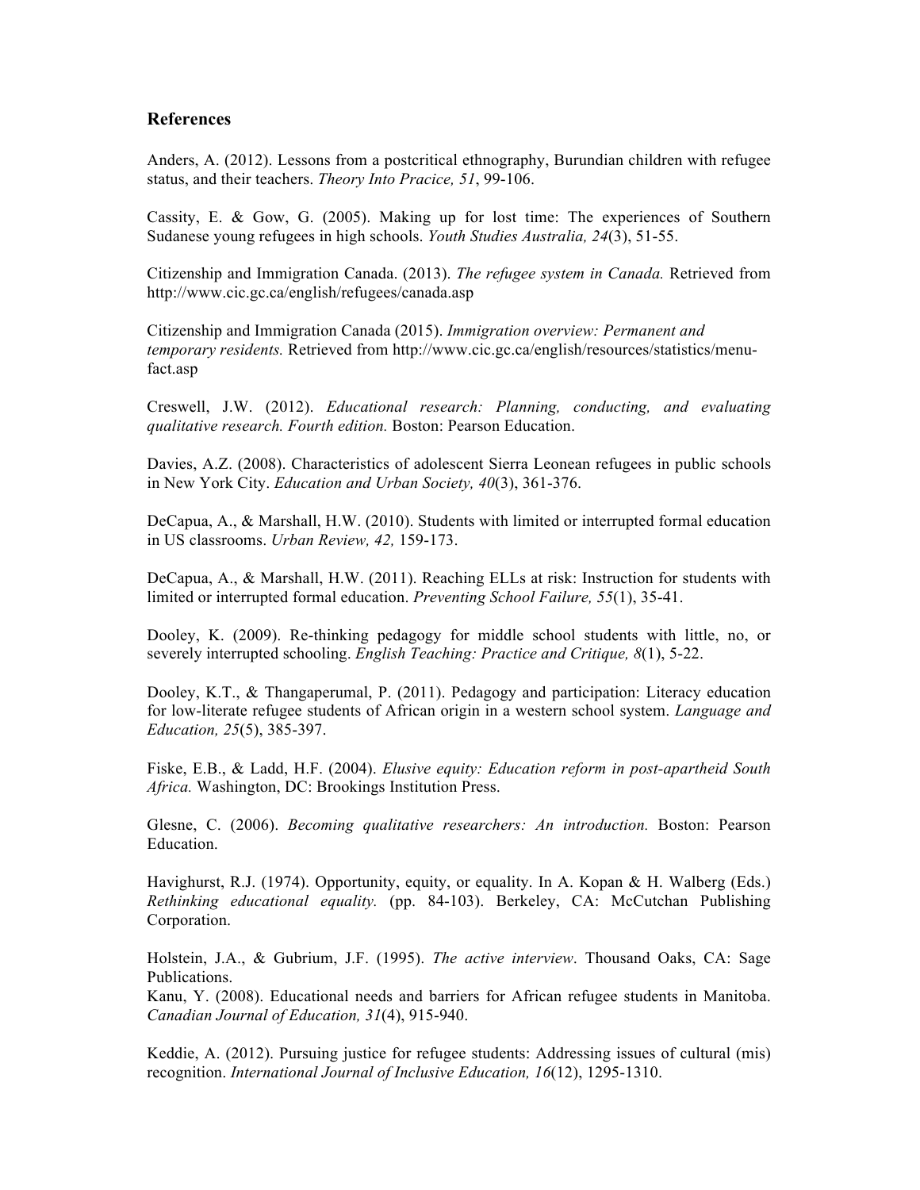## References

Anders, A. (2012). Lessons from a postcritical ethnography, Burundian children with refugee status, and their teachers. *Theory Into Pracice, 51*, 99-106.

Cassity, E. & Gow, G. (2005). Making up for lost time: The experiences of Southern Sudanese young refugees in high schools. *Youth Studies Australia, 24*(3), 51-55.

Citizenship and Immigration Canada. (2013). *The refugee system in Canada.* Retrieved from http://www.cic.gc.ca/english/refugees/canada.asp

Citizenship and Immigration Canada (2015). *Immigration overview: Permanent and temporary residents.* Retrieved from http://www.cic.gc.ca/english/resources/statistics/menu-fact.asp

Creswell, J.W. (2012). *Educational research: Planning, conducting, and evaluating qualitative research. Fourth edition.* Boston: Pearson Education.

Davies, A.Z. (2008). Characteristics of adolescent Sierra Leonean refugees in public schools in New York City. *Education and Urban Society, 40*(3), 361-376.

DeCapua, A., & Marshall, H.W. (2010). Students with limited or interrupted formal education in US classrooms. *Urban Review, 42,* 159-173.

DeCapua, A., & Marshall, H.W. (2011). Reaching ELLs at risk: Instruction for students with limited or interrupted formal education. *Preventing School Failure, 55*(1), 35-41.

Dooley, K. (2009). Re-thinking pedagogy for middle school students with little, no, or severely interrupted schooling. *English Teaching: Practice and Critique, 8*(1), 5-22.

Dooley, K.T., & Thangaperumal, P. (2011). Pedagogy and participation: Literacy education for low-literate refugee students of African origin in a western school system. *Language and Education, 25*(5), 385-397.

Fiske, E.B., & Ladd, H.F. (2004). *Elusive equity: Education reform in post-apartheid South Africa.* Washington, DC: Brookings Institution Press.

Glesne, C. (2006). *Becoming qualitative researchers: An introduction.* Boston: Pearson Education.

Havighurst, R.J. (1974). Opportunity, equity, or equality. In A. Kopan & H. Walberg (Eds.) *Rethinking educational equality.* (pp. 84-103). Berkeley, CA: McCutchan Publishing Corporation.

Holstein, J.A., & Gubrium, J.F. (1995). *The active interview*. Thousand Oaks, CA: Sage Publications.

Kanu, Y. (2008). Educational needs and barriers for African refugee students in Manitoba. *Canadian Journal of Education, 31*(4), 915-940.

Keddie, A. (2012). Pursuing justice for refugee students: Addressing issues of cultural (mis) recognition. *International Journal of Inclusive Education, 16*(12), 1295-1310.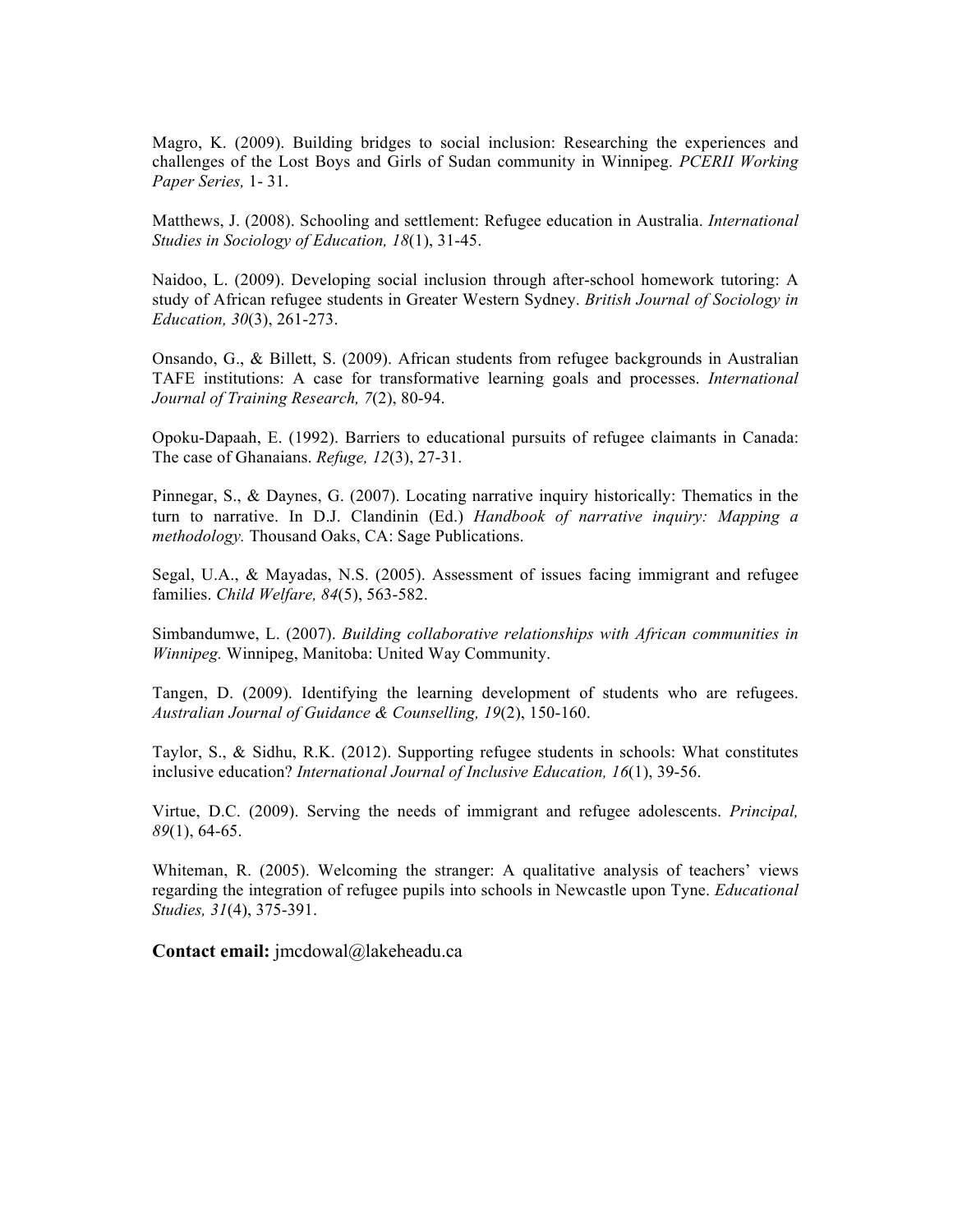Magro, K. (2009). Building bridges to social inclusion: Researching the experiences and challenges of the Lost Boys and Girls of Sudan community in Winnipeg. *PCERII Working Paper Series,* 1- 31.

Matthews, J. (2008). Schooling and settlement: Refugee education in Australia. *International Studies in Sociology of Education, 18*(1), 31-45.

Naidoo, L. (2009). Developing social inclusion through after-school homework tutoring: A study of African refugee students in Greater Western Sydney. *British Journal of Sociology in Education, 30*(3), 261-273.

Onsando, G., & Billett, S. (2009). African students from refugee backgrounds in Australian TAFE institutions: A case for transformative learning goals and processes. *International Journal of Training Research, 7*(2), 80-94.

Opoku-Dapaah, E. (1992). Barriers to educational pursuits of refugee claimants in Canada: The case of Ghanaians. *Refuge, 12*(3), 27-31.

Pinnegar, S., & Daynes, G. (2007). Locating narrative inquiry historically: Thematics in the turn to narrative. In D.J. Clandinin (Ed.) *Handbook of narrative inquiry: Mapping a methodology.* Thousand Oaks, CA: Sage Publications.

Segal, U.A., & Mayadas, N.S. (2005). Assessment of issues facing immigrant and refugee families. *Child Welfare, 84*(5), 563-582.

Simbandumwe, L. (2007). *Building collaborative relationships with African communities in Winnipeg.* Winnipeg, Manitoba: United Way Community.

Tangen, D. (2009). Identifying the learning development of students who are refugees. *Australian Journal of Guidance & Counselling, 19*(2), 150-160.

Taylor, S., & Sidhu, R.K. (2012). Supporting refugee students in schools: What constitutes inclusive education? *International Journal of Inclusive Education, 16*(1), 39-56.

Virtue, D.C. (2009). Serving the needs of immigrant and refugee adolescents. *Principal, 89*(1), 64-65.

Whiteman, R. (2005). Welcoming the stranger: A qualitative analysis of teachers' views regarding the integration of refugee pupils into schools in Newcastle upon Tyne. *Educational Studies, 31*(4), 375-391.

**Contact email:** jmcdowal@lakeheadu.ca